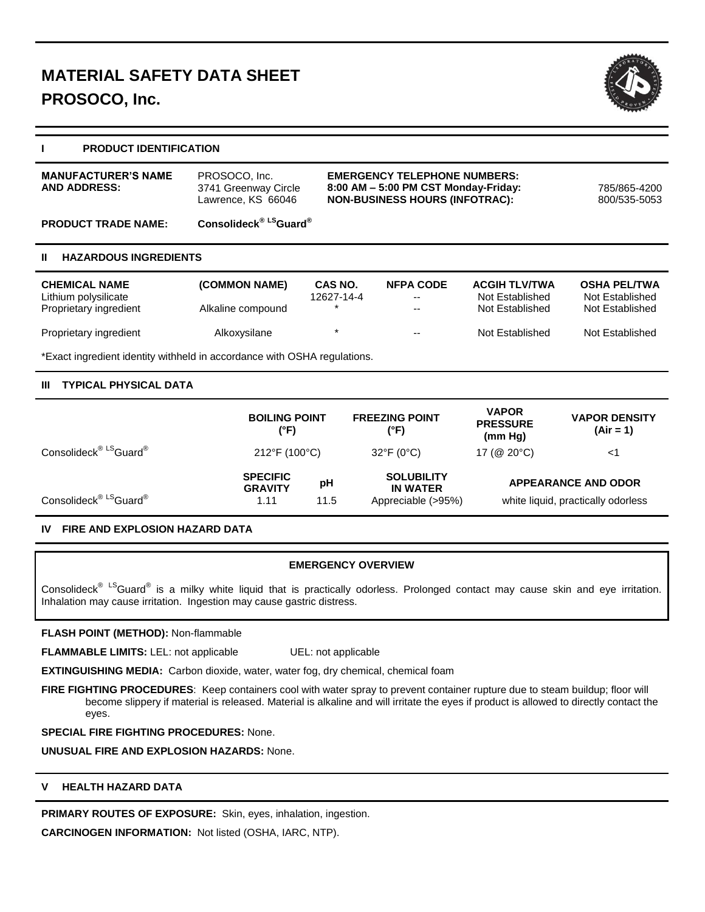# MATERIAL SAFETY DATA SHEET
# PROSOCO, Inc.

## I PRODUCT IDENTIFICATION

**MANUFACTURER'S NAME AND ADDRESS:** PROSOCO, Inc.
3741 Greenway Circle
Lawrence, KS 66046

**EMERGENCY TELEPHONE NUMBERS:**
**8:00 AM – 5:00 PM CST Monday-Friday:** 785/865-4200
**NON-BUSINESS HOURS (INFOTRAC):** 800/535-5053

**PRODUCT TRADE NAME:** **Consolideck® LSGuard®**

## II HAZARDOUS INGREDIENTS

| CHEMICAL NAME | (COMMON NAME) | CAS NO. | NFPA CODE | ACGIH TLV/TWA | OSHA PEL/TWA |
|---|---|---|---|---|---|
| Lithium polysilicate | | 12627-14-4 | -- | Not Established | Not Established |
| Proprietary ingredient | Alkaline compound | * | -- | Not Established | Not Established |
| Proprietary ingredient | Alkoxysilane | * | -- | Not Established | Not Established |

*Exact ingredient identity withheld in accordance with OSHA regulations.

## III TYPICAL PHYSICAL DATA

| | BOILING POINT (°F) | FREEZING POINT (°F) | VAPOR PRESSURE (mm Hg) | VAPOR DENSITY (Air = 1) |
|---|---|---|---|---|
| Consolideck® LSGuard® | 212°F (100°C) | 32°F (0°C) | 17 (@ 20°C) | <1 |

| | SPECIFIC GRAVITY | pH | SOLUBILITY IN WATER | APPEARANCE AND ODOR |
|---|---|---|---|---|
| Consolideck® LSGuard® | 1.11 | 11.5 | Appreciable (>95%) | white liquid, practically odorless |

## IV FIRE AND EXPLOSION HAZARD DATA

**EMERGENCY OVERVIEW**

Consolideck® LSGuard® is a milky white liquid that is practically odorless. Prolonged contact may cause skin and eye irritation. Inhalation may cause irritation. Ingestion may cause gastric distress.

**FLASH POINT (METHOD):** Non-flammable

**FLAMMABLE LIMITS:** LEL: not applicable UEL: not applicable

**EXTINGUISHING MEDIA:** Carbon dioxide, water, water fog, dry chemical, chemical foam

**FIRE FIGHTING PROCEDURES**: Keep containers cool with water spray to prevent container rupture due to steam buildup; floor will become slippery if material is released. Material is alkaline and will irritate the eyes if product is allowed to directly contact the eyes.

**SPECIAL FIRE FIGHTING PROCEDURES:** None.

**UNUSUAL FIRE AND EXPLOSION HAZARDS:** None.

## V HEALTH HAZARD DATA

**PRIMARY ROUTES OF EXPOSURE:** Skin, eyes, inhalation, ingestion.

**CARCINOGEN INFORMATION:** Not listed (OSHA, IARC, NTP).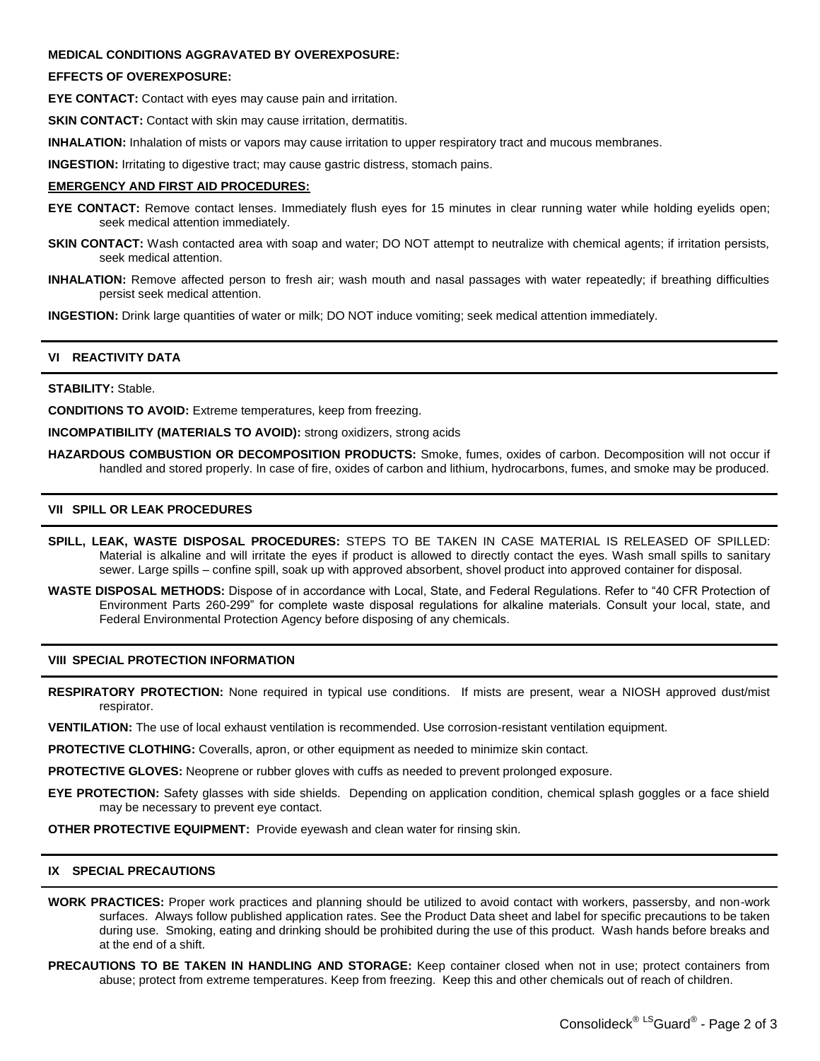**MEDICAL CONDITIONS AGGRAVATED BY OVEREXPOSURE:**

**EFFECTS OF OVEREXPOSURE:**

**EYE CONTACT:** Contact with eyes may cause pain and irritation.

**SKIN CONTACT:** Contact with skin may cause irritation, dermatitis.

**INHALATION:** Inhalation of mists or vapors may cause irritation to upper respiratory tract and mucous membranes.

**INGESTION:** Irritating to digestive tract; may cause gastric distress, stomach pains.

**EMERGENCY AND FIRST AID PROCEDURES:**

**EYE CONTACT:** Remove contact lenses. Immediately flush eyes for 15 minutes in clear running water while holding eyelids open; seek medical attention immediately.

**SKIN CONTACT:** Wash contacted area with soap and water; DO NOT attempt to neutralize with chemical agents; if irritation persists, seek medical attention.

**INHALATION:** Remove affected person to fresh air; wash mouth and nasal passages with water repeatedly; if breathing difficulties persist seek medical attention.

**INGESTION:** Drink large quantities of water or milk; DO NOT induce vomiting; seek medical attention immediately.

## VI REACTIVITY DATA

**STABILITY:** Stable.

**CONDITIONS TO AVOID:** Extreme temperatures, keep from freezing.

**INCOMPATIBILITY (MATERIALS TO AVOID):** strong oxidizers, strong acids

**HAZARDOUS COMBUSTION OR DECOMPOSITION PRODUCTS:** Smoke, fumes, oxides of carbon. Decomposition will not occur if handled and stored properly. In case of fire, oxides of carbon and lithium, hydrocarbons, fumes, and smoke may be produced.

## VII SPILL OR LEAK PROCEDURES

**SPILL, LEAK, WASTE DISPOSAL PROCEDURES:** STEPS TO BE TAKEN IN CASE MATERIAL IS RELEASED OF SPILLED: Material is alkaline and will irritate the eyes if product is allowed to directly contact the eyes. Wash small spills to sanitary sewer. Large spills – confine spill, soak up with approved absorbent, shovel product into approved container for disposal.

**WASTE DISPOSAL METHODS:** Dispose of in accordance with Local, State, and Federal Regulations. Refer to "40 CFR Protection of Environment Parts 260-299" for complete waste disposal regulations for alkaline materials. Consult your local, state, and Federal Environmental Protection Agency before disposing of any chemicals.

## VIII SPECIAL PROTECTION INFORMATION

**RESPIRATORY PROTECTION:** None required in typical use conditions. If mists are present, wear a NIOSH approved dust/mist respirator.

**VENTILATION:** The use of local exhaust ventilation is recommended. Use corrosion-resistant ventilation equipment.

**PROTECTIVE CLOTHING:** Coveralls, apron, or other equipment as needed to minimize skin contact.

**PROTECTIVE GLOVES:** Neoprene or rubber gloves with cuffs as needed to prevent prolonged exposure.

**EYE PROTECTION:** Safety glasses with side shields. Depending on application condition, chemical splash goggles or a face shield may be necessary to prevent eye contact.

**OTHER PROTECTIVE EQUIPMENT:** Provide eyewash and clean water for rinsing skin.

## IX SPECIAL PRECAUTIONS

**WORK PRACTICES:** Proper work practices and planning should be utilized to avoid contact with workers, passersby, and non-work surfaces. Always follow published application rates. See the Product Data sheet and label for specific precautions to be taken during use. Smoking, eating and drinking should be prohibited during the use of this product. Wash hands before breaks and at the end of a shift.

**PRECAUTIONS TO BE TAKEN IN HANDLING AND STORAGE:** Keep container closed when not in use; protect containers from abuse; protect from extreme temperatures. Keep from freezing. Keep this and other chemicals out of reach of children.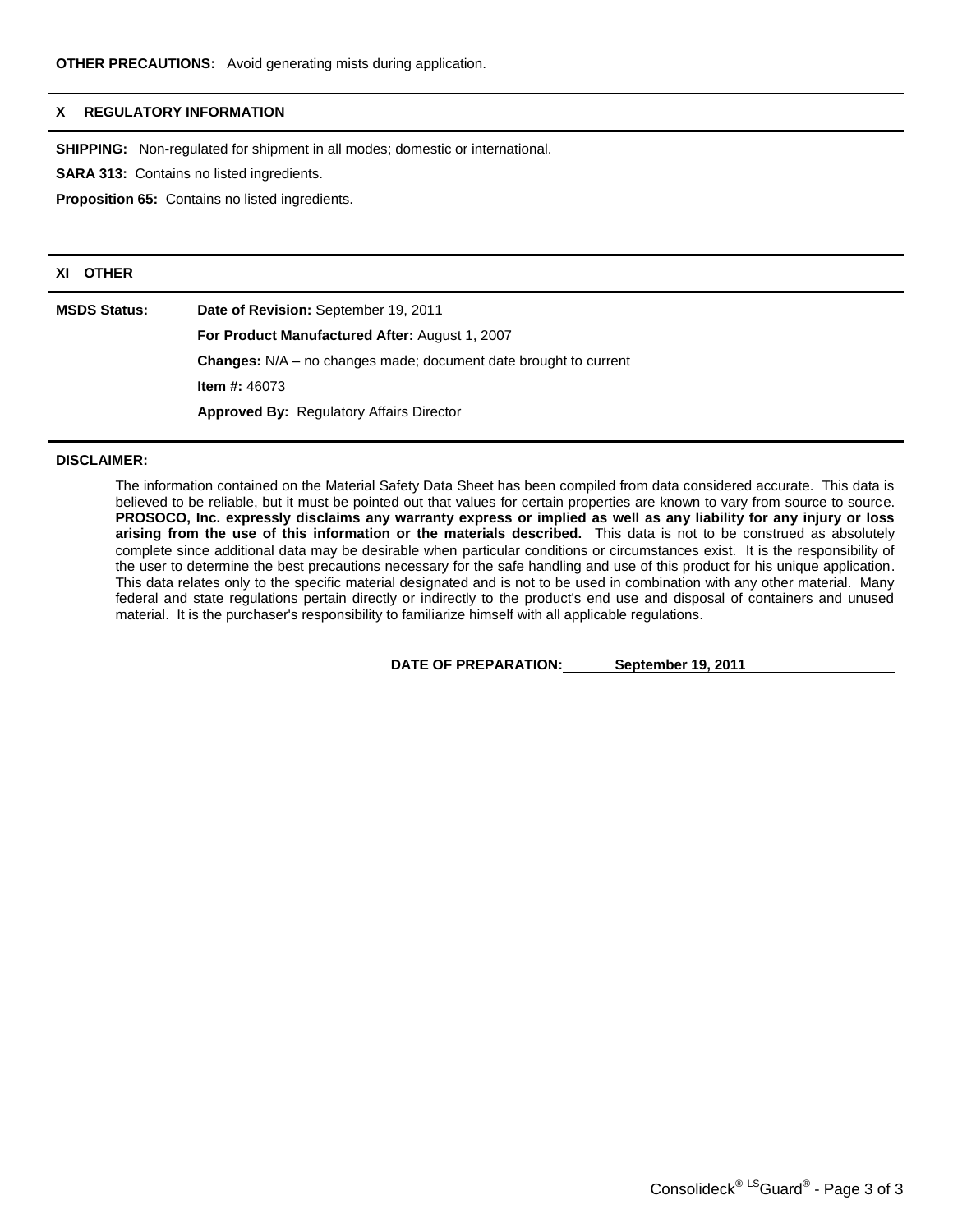**OTHER PRECAUTIONS:** Avoid generating mists during application.

## X REGULATORY INFORMATION

**SHIPPING:** Non-regulated for shipment in all modes; domestic or international.

**SARA 313:** Contains no listed ingredients.

**Proposition 65:** Contains no listed ingredients.

## XI OTHER

**MSDS Status:**

**Date of Revision:** September 19, 2011

**For Product Manufactured After:** August 1, 2007

**Changes:** N/A – no changes made; document date brought to current

**Item #:** 46073

**Approved By:** Regulatory Affairs Director

**DISCLAIMER:**

The information contained on the Material Safety Data Sheet has been compiled from data considered accurate. This data is believed to be reliable, but it must be pointed out that values for certain properties are known to vary from source to source. **PROSOCO, Inc. expressly disclaims any warranty express or implied as well as any liability for any injury or loss arising from the use of this information or the materials described.** This data is not to be construed as absolutely complete since additional data may be desirable when particular conditions or circumstances exist. It is the responsibility of the user to determine the best precautions necessary for the safe handling and use of this product for his unique application. This data relates only to the specific material designated and is not to be used in combination with any other material. Many federal and state regulations pertain directly or indirectly to the product's end use and disposal of containers and unused material. It is the purchaser's responsibility to familiarize himself with all applicable regulations.

**DATE OF PREPARATION: September 19, 2011**